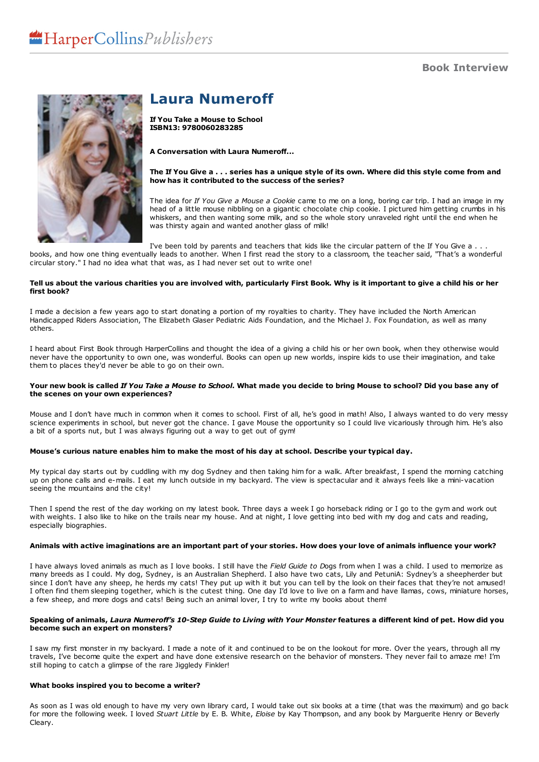# Laura Numeroff

**If You Take a Mouse to School**
**ISBN13: 9780060283285**

**A Conversation with Laura Numeroff...**

**The If You Give a . . . series has a unique style of its own. Where did this style come from and how has it contributed to the success of the series?**

The idea for *If You Give a Mouse a Cookie* came to me on a long, boring car trip. I had an image in my head of a little mouse nibbling on a gigantic chocolate chip cookie. I pictured him getting crumbs in his whiskers, and then wanting some milk, and so the whole story unraveled right until the end when he was thirsty again and wanted another glass of milk!

I've been told by parents and teachers that kids like the circular pattern of the If You Give a . . . books, and how one thing eventually leads to another. When I first read the story to a classroom, the teacher said, "That's a wonderful circular story." I had no idea what that was, as I had never set out to write one!

**Tell us about the various charities you are involved with, particularly First Book. Why is it important to give a child his or her first book?**

I made a decision a few years ago to start donating a portion of my royalties to charity. They have included the North American Handicapped Riders Association, The Elizabeth Glaser Pediatric Aids Foundation, and the Michael J. Fox Foundation, as well as many others.

I heard about First Book through HarperCollins and thought the idea of a giving a child his or her own book, when they otherwise would never have the opportunity to own one, was wonderful. Books can open up new worlds, inspire kids to use their imagination, and take them to places they'd never be able to go on their own.

**Your new book is called *If You Take a Mouse to School*. What made you decide to bring Mouse to school? Did you base any of the scenes on your own experiences?**

Mouse and I don't have much in common when it comes to school. First of all, he's good in math! Also, I always wanted to do very messy science experiments in school, but never got the chance. I gave Mouse the opportunity so I could live vicariously through him. He's also a bit of a sports nut, but I was always figuring out a way to get out of gym!

**Mouse's curious nature enables him to make the most of his day at school. Describe your typical day.**

My typical day starts out by cuddling with my dog Sydney and then taking him for a walk. After breakfast, I spend the morning catching up on phone calls and e-mails. I eat my lunch outside in my backyard. The view is spectacular and it always feels like a mini-vacation seeing the mountains and the city!

Then I spend the rest of the day working on my latest book. Three days a week I go horseback riding or I go to the gym and work out with weights. I also like to hike on the trails near my house. And at night, I love getting into bed with my dog and cats and reading, especially biographies.

**Animals with active imaginations are an important part of your stories. How does your love of animals influence your work?**

I have always loved animals as much as I love books. I still have the *Field Guide to Dogs* from when I was a child. I used to memorize as many breeds as I could. My dog, Sydney, is an Australian Shepherd. I also have two cats, Lily and PetuniA: Sydney's a sheepherder but since I don't have any sheep, he herds my cats! They put up with it but you can tell by the look on their faces that they're not amused! I often find them sleeping together, which is the cutest thing. One day I'd love to live on a farm and have llamas, cows, miniature horses, a few sheep, and more dogs and cats! Being such an animal lover, I try to write my books about them!

**Speaking of animals, *Laura Numeroff's 10-Step Guide to Living with Your Monster* features a different kind of pet. How did you become such an expert on monsters?**

I saw my first monster in my backyard. I made a note of it and continued to be on the lookout for more. Over the years, through all my travels, I've become quite the expert and have done extensive research on the behavior of monsters. They never fail to amaze me! I'm still hoping to catch a glimpse of the rare Jiggledy Finkler!

**What books inspired you to become a writer?**

As soon as I was old enough to have my very own library card, I would take out six books at a time (that was the maximum) and go back for more the following week. I loved *Stuart Little* by E. B. White, *Eloise* by Kay Thompson, and any book by Marguerite Henry or Beverly Cleary.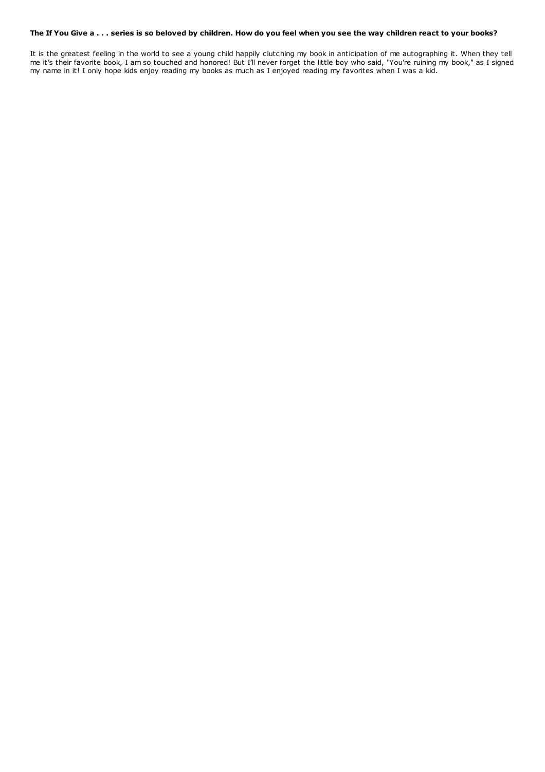**The If You Give a . . . series is so beloved by children. How do you feel when you see the way children react to your books?**

It is the greatest feeling in the world to see a young child happily clutching my book in anticipation of me autographing it. When they tell me it's their favorite book, I am so touched and honored! But I'll never forget the little boy who said, "You're ruining my book," as I signed my name in it! I only hope kids enjoy reading my books as much as I enjoyed reading my favorites when I was a kid.